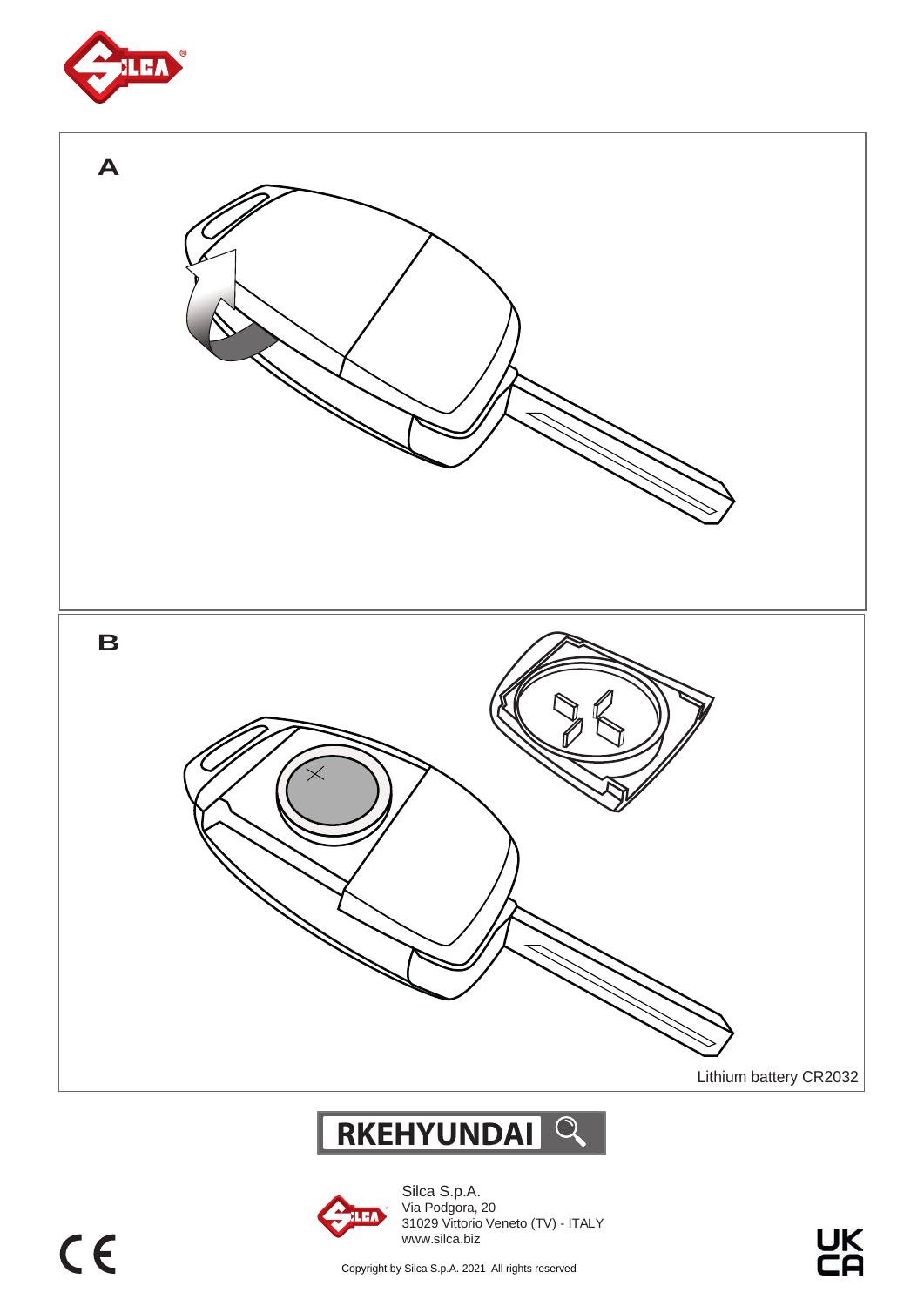A

B

Lithium battery CR2032

**RKEHYUNDAI**

Silca S.p.A.
Via Podgora, 20
31029 Vittorio Veneto (TV) - ITALY
www.silca.biz

Copyright by Silca S.p.A. 2021 All rights reserved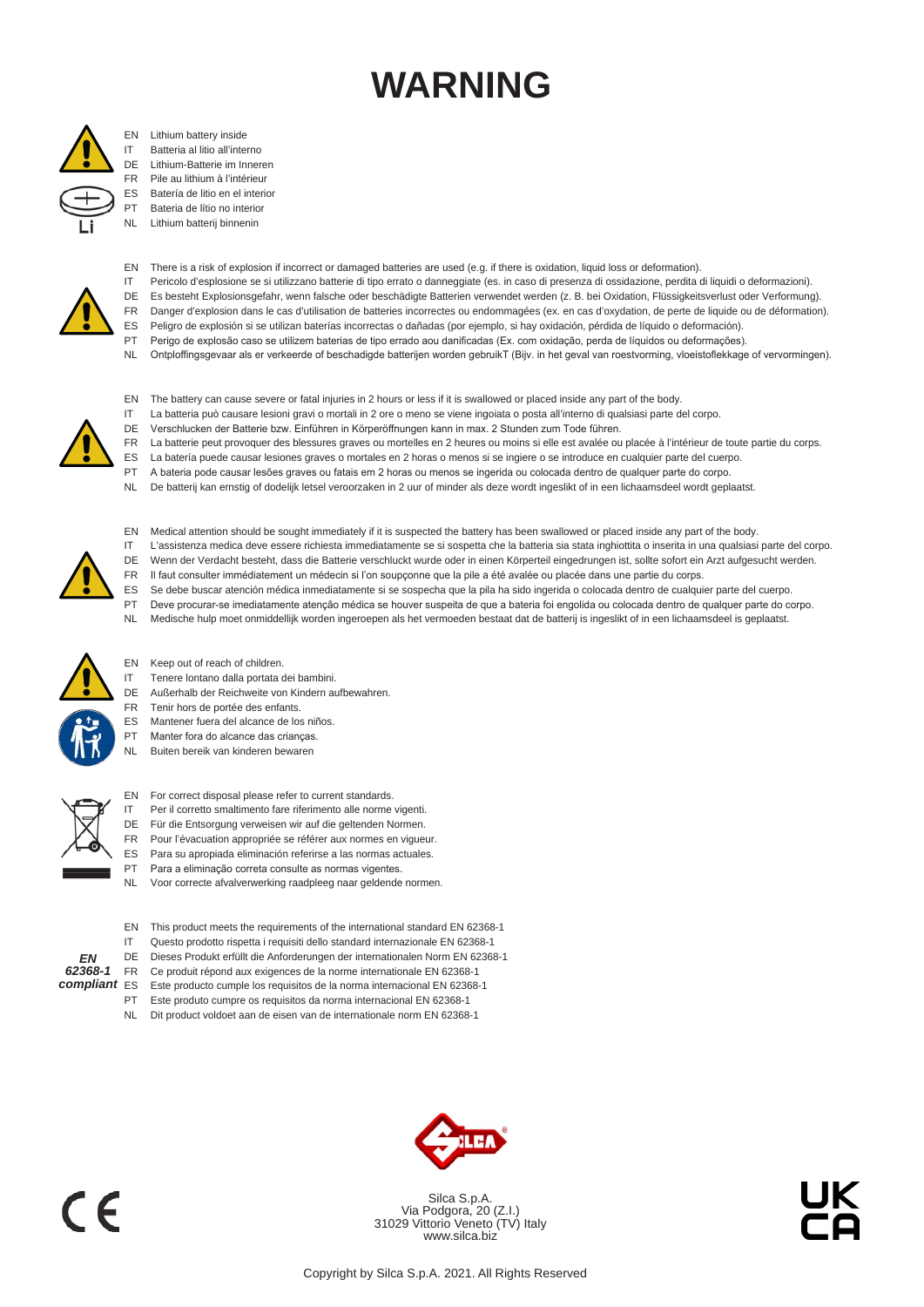# WARNING

EN Lithium battery inside
IT Batteria al litio all'interno
DE Lithium-Batterie im Inneren
FR Pile au lithium à l'intérieur
ES Batería de litio en el interior
PT Bateria de lítio no interior
NL Lithium batterij binnenin

Li

EN There is a risk of explosion if incorrect or damaged batteries are used (e.g. if there is oxidation, liquid loss or deformation).
IT Pericolo d'esplosione se si utilizzano batterie di tipo errato o danneggiate (es. in caso di presenza di ossidazione, perdita di liquidi o deformazioni).
DE Es besteht Explosionsgefahr, wenn falsche oder beschädigte Batterien verwendet werden (z. B. bei Oxidation, Flüssigkeitsverlust oder Verformung).
FR Danger d'explosion dans le cas d'utilisation de batteries incorrectes ou endommagées (ex. en cas d'oxydation, de perte de liquide ou de déformation).
ES Peligro de explosión si se utilizan baterías incorrectas o dañadas (por ejemplo, si hay oxidación, pérdida de líquido o deformación).
PT Perigo de explosão caso se utilizem baterias de tipo errado aou danificadas (Ex. com oxidação, perda de líquidos ou deformações).
NL Ontploffingsgevaar als er verkeerde of beschadigde batterijen worden gebruikT (Bijv. in het geval van roestvorming, vloeistoflekkage of vervormingen).

EN The battery can cause severe or fatal injuries in 2 hours or less if it is swallowed or placed inside any part of the body.
IT La batteria può causare lesioni gravi o mortali in 2 ore o meno se viene ingoiata o posta all'interno di qualsiasi parte del corpo.
DE Verschlucken der Batterie bzw. Einführen in Körperöffnungen kann in max. 2 Stunden zum Tode führen.
FR La batterie peut provoquer des blessures graves ou mortelles en 2 heures ou moins si elle est avalée ou placée à l'intérieur de toute partie du corps.
ES La batería puede causar lesiones graves o mortales en 2 horas o menos si se ingiere o se introduce en cualquier parte del cuerpo.
PT A bateria pode causar lesões graves ou fatais em 2 horas ou menos se ingerida ou colocada dentro de qualquer parte do corpo.
NL De batterij kan ernstig of dodelijk letsel veroorzaken in 2 uur of minder als deze wordt ingeslikt of in een lichaamsdeel wordt geplaatst.

EN Medical attention should be sought immediately if it is suspected the battery has been swallowed or placed inside any part of the body.
IT L'assistenza medica deve essere richiesta immediatamente se si sospetta che la batteria sia stata inghiottita o inserita in una qualsiasi parte del corpo.
DE Wenn der Verdacht besteht, dass die Batterie verschluckt wurde oder in einen Körperteil eingedrungen ist, sollte sofort ein Arzt aufgesucht werden.
FR Il faut consulter immédiatement un médecin si l'on soupçonne que la pile a été avalée ou placée dans une partie du corps.
ES Se debe buscar atención médica inmediatamente si se sospecha que la pila ha sido ingerida o colocada dentro de cualquier parte del cuerpo.
PT Deve procurar-se imediatamente atenção médica se houver suspeita de que a bateria foi engolida ou colocada dentro de qualquer parte do corpo.
NL Medische hulp moet onmiddellijk worden ingeroepen als het vermoeden bestaat dat de batterij is ingeslikt of in een lichaamsdeel is geplaatst.

EN Keep out of reach of children.
IT Tenere lontano dalla portata dei bambini.
DE Außerhalb der Reichweite von Kindern aufbewahren.
FR Tenir hors de portée des enfants.
ES Mantener fuera del alcance de los niños.
PT Manter fora do alcance das crianças.
NL Buiten bereik van kinderen bewaren

EN For correct disposal please refer to current standards.
IT Per il corretto smaltimento fare riferimento alle norme vigenti.
DE Für die Entsorgung verweisen wir auf die geltenden Normen.
FR Pour l'évacuation appropriée se référer aux normes en vigueur.
ES Para su apropiada eliminación referirse a las normas actuales.
PT Para a eliminação correta consulte as normas vigentes.
NL Voor correcte afvalverwerking raadpleeg naar geldende normen.

***EN 62368-1 compliant***

EN This product meets the requirements of the international standard EN 62368-1
IT Questo prodotto rispetta i requisiti dello standard internazionale EN 62368-1
DE Dieses Produkt erfüllt die Anforderungen der internationalen Norm EN 62368-1
FR Ce produit répond aux exigences de la norme internationale EN 62368-1
ES Este producto cumple los requisitos de la norma internacional EN 62368-1
PT Este produto cumpre os requisitos da norma internacional EN 62368-1
NL Dit product voldoet aan de eisen van de internationale norm EN 62368-1

CE

Silca S.p.A.
Via Podgora, 20 (Z.I.)
31029 Vittorio Veneto (TV) Italy
www.silca.biz

UK CA

Copyright by Silca S.p.A. 2021. All Rights Reserved